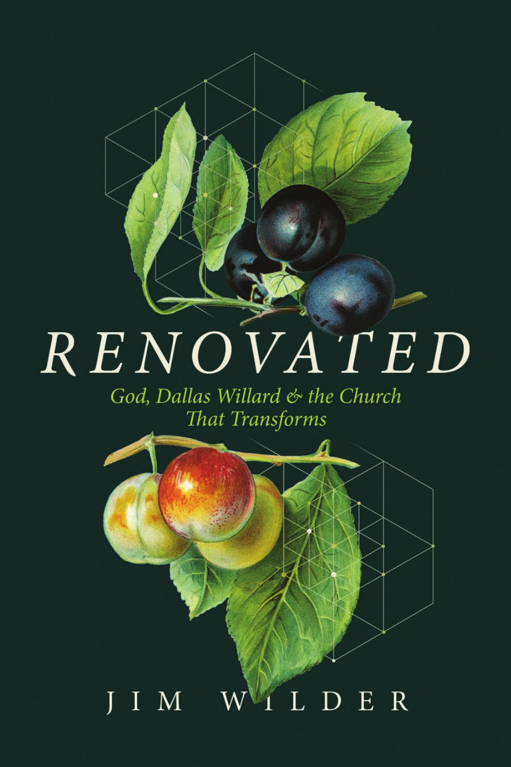# RENOVATED

*God, Dallas Willard & the Church That Transforms*

JIM WILDER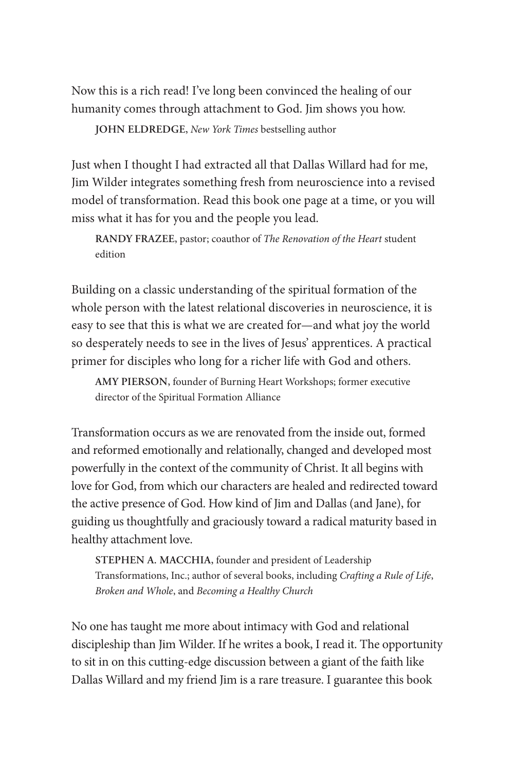Now this is a rich read! I've long been convinced the healing of our humanity comes through attachment to God. Jim shows you how.

> **JOHN ELDREDGE**, *New York Times* bestselling author

Just when I thought I had extracted all that Dallas Willard had for me, Jim Wilder integrates something fresh from neuroscience into a revised model of transformation. Read this book one page at a time, or you will miss what it has for you and the people you lead.

> **RANDY FRAZEE**, pastor; coauthor of *The Renovation of the Heart* student edition

Building on a classic understanding of the spiritual formation of the whole person with the latest relational discoveries in neuroscience, it is easy to see that this is what we are created for—and what joy the world so desperately needs to see in the lives of Jesus' apprentices. A practical primer for disciples who long for a richer life with God and others.

> **AMY PIERSON**, founder of Burning Heart Workshops; former executive director of the Spiritual Formation Alliance

Transformation occurs as we are renovated from the inside out, formed and reformed emotionally and relationally, changed and developed most powerfully in the context of the community of Christ. It all begins with love for God, from which our characters are healed and redirected toward the active presence of God. How kind of Jim and Dallas (and Jane), for guiding us thoughtfully and graciously toward a radical maturity based in healthy attachment love.

> **STEPHEN A. MACCHIA**, founder and president of Leadership Transformations, Inc.; author of several books, including *Crafting a Rule of Life*, *Broken and Whole*, and *Becoming a Healthy Church*

No one has taught me more about intimacy with God and relational discipleship than Jim Wilder. If he writes a book, I read it. The opportunity to sit in on this cutting-edge discussion between a giant of the faith like Dallas Willard and my friend Jim is a rare treasure. I guarantee this book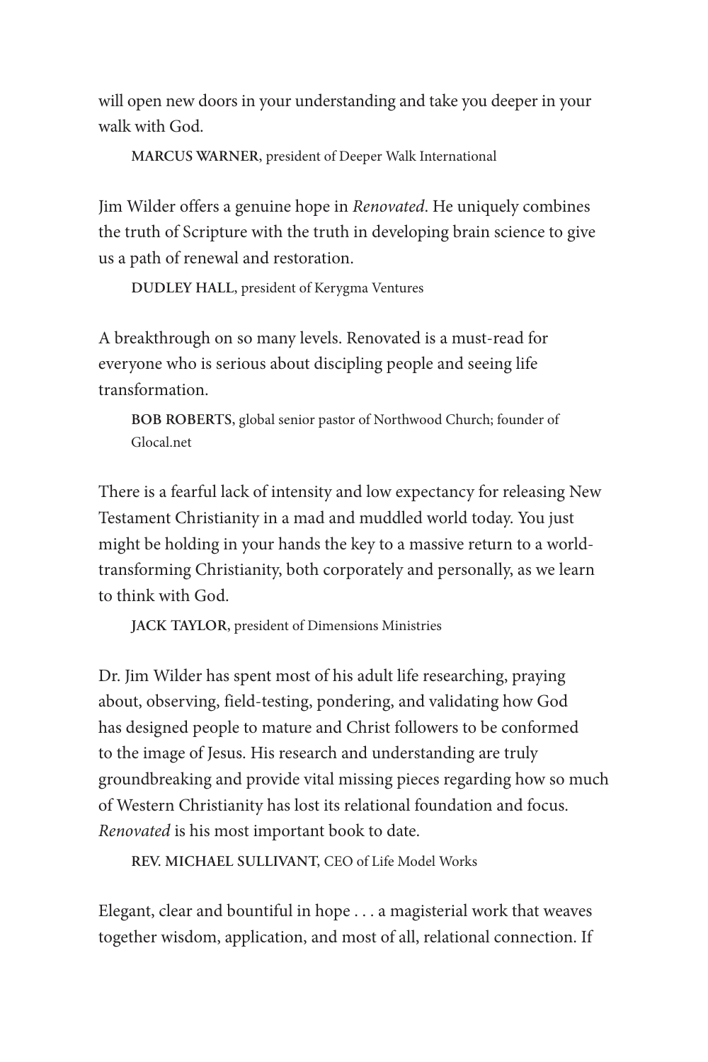will open new doors in your understanding and take you deeper in your walk with God.

**MARCUS WARNER**, president of Deeper Walk International

Jim Wilder offers a genuine hope in *Renovated*. He uniquely combines the truth of Scripture with the truth in developing brain science to give us a path of renewal and restoration.

**DUDLEY HALL**, president of Kerygma Ventures

A breakthrough on so many levels. Renovated is a must-read for everyone who is serious about discipling people and seeing life transformation.

**BOB ROBERTS**, global senior pastor of Northwood Church; founder of Glocal.net

There is a fearful lack of intensity and low expectancy for releasing New Testament Christianity in a mad and muddled world today. You just might be holding in your hands the key to a massive return to a world-transforming Christianity, both corporately and personally, as we learn to think with God.

**JACK TAYLOR**, president of Dimensions Ministries

Dr. Jim Wilder has spent most of his adult life researching, praying about, observing, field-testing, pondering, and validating how God has designed people to mature and Christ followers to be conformed to the image of Jesus. His research and understanding are truly groundbreaking and provide vital missing pieces regarding how so much of Western Christianity has lost its relational foundation and focus. *Renovated* is his most important book to date.

**REV. MICHAEL SULLIVANT**, CEO of Life Model Works

Elegant, clear and bountiful in hope . . . a magisterial work that weaves together wisdom, application, and most of all, relational connection. If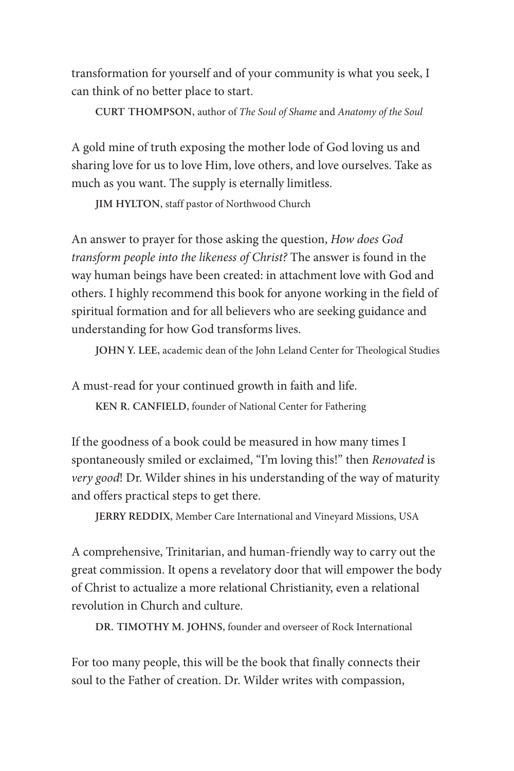transformation for yourself and of your community is what you seek, I can think of no better place to start.

**CURT THOMPSON**, author of *The Soul of Shame* and *Anatomy of the Soul*

A gold mine of truth exposing the mother lode of God loving us and sharing love for us to love Him, love others, and love ourselves. Take as much as you want. The supply is eternally limitless.

**JIM HYLTON**, staff pastor of Northwood Church

An answer to prayer for those asking the question, *How does God transform people into the likeness of Christ?* The answer is found in the way human beings have been created: in attachment love with God and others. I highly recommend this book for anyone working in the field of spiritual formation and for all believers who are seeking guidance and understanding for how God transforms lives.

**JOHN Y. LEE**, academic dean of the John Leland Center for Theological Studies

A must-read for your continued growth in faith and life.

**KEN R. CANFIELD**, founder of National Center for Fathering

If the goodness of a book could be measured in how many times I spontaneously smiled or exclaimed, "I'm loving this!" then *Renovated* is *very good*! Dr. Wilder shines in his understanding of the way of maturity and offers practical steps to get there.

**JERRY REDDIX**, Member Care International and Vineyard Missions, USA

A comprehensive, Trinitarian, and human-friendly way to carry out the great commission. It opens a revelatory door that will empower the body of Christ to actualize a more relational Christianity, even a relational revolution in Church and culture.

**DR. TIMOTHY M. JOHNS**, founder and overseer of Rock International

For too many people, this will be the book that finally connects their soul to the Father of creation. Dr. Wilder writes with compassion,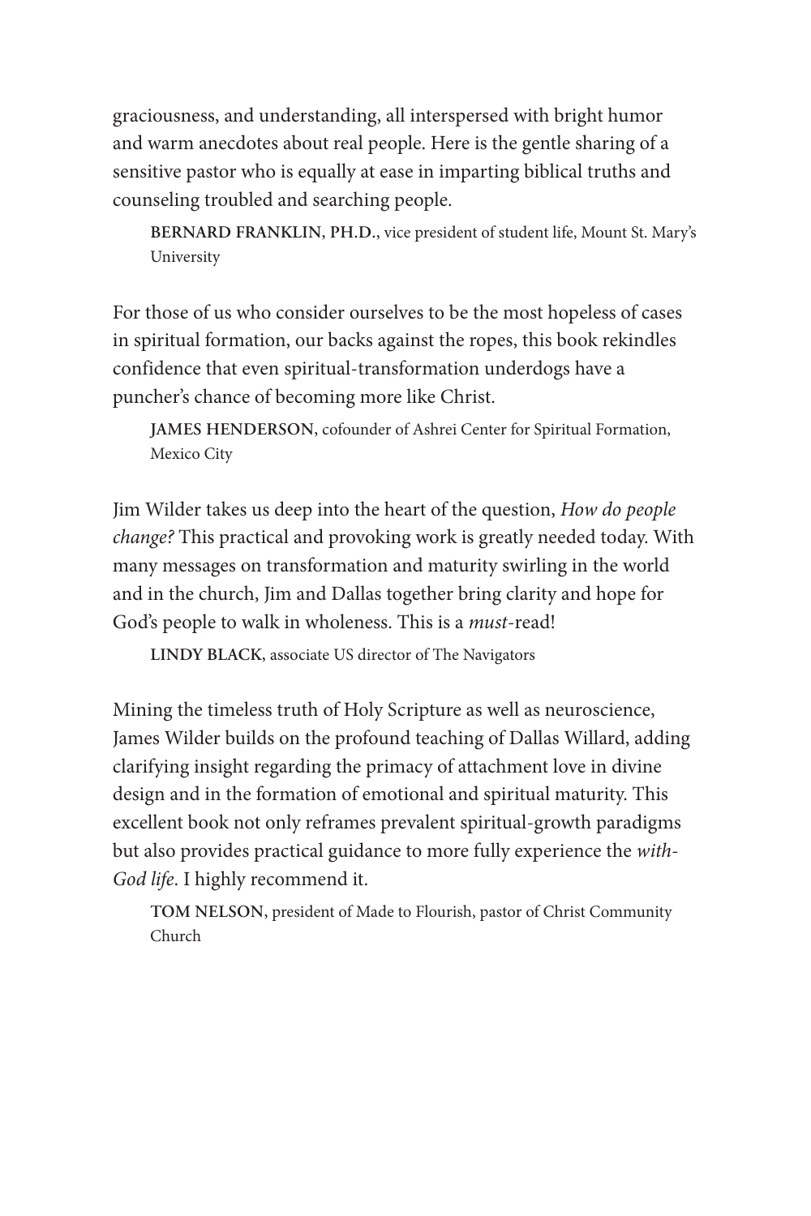graciousness, and understanding, all interspersed with bright humor and warm anecdotes about real people. Here is the gentle sharing of a sensitive pastor who is equally at ease in imparting biblical truths and counseling troubled and searching people.

> **BERNARD FRANKLIN, PH.D.**, vice president of student life, Mount St. Mary's University

For those of us who consider ourselves to be the most hopeless of cases in spiritual formation, our backs against the ropes, this book rekindles confidence that even spiritual-transformation underdogs have a puncher's chance of becoming more like Christ.

> **JAMES HENDERSON**, cofounder of Ashrei Center for Spiritual Formation, Mexico City

Jim Wilder takes us deep into the heart of the question, *How do people change?* This practical and provoking work is greatly needed today. With many messages on transformation and maturity swirling in the world and in the church, Jim and Dallas together bring clarity and hope for God's people to walk in wholeness. This is a *must*-read!

> **LINDY BLACK**, associate US director of The Navigators

Mining the timeless truth of Holy Scripture as well as neuroscience, James Wilder builds on the profound teaching of Dallas Willard, adding clarifying insight regarding the primacy of attachment love in divine design and in the formation of emotional and spiritual maturity. This excellent book not only reframes prevalent spiritual-growth paradigms but also provides practical guidance to more fully experience the *with-God life*. I highly recommend it.

> **TOM NELSON**, president of Made to Flourish, pastor of Christ Community Church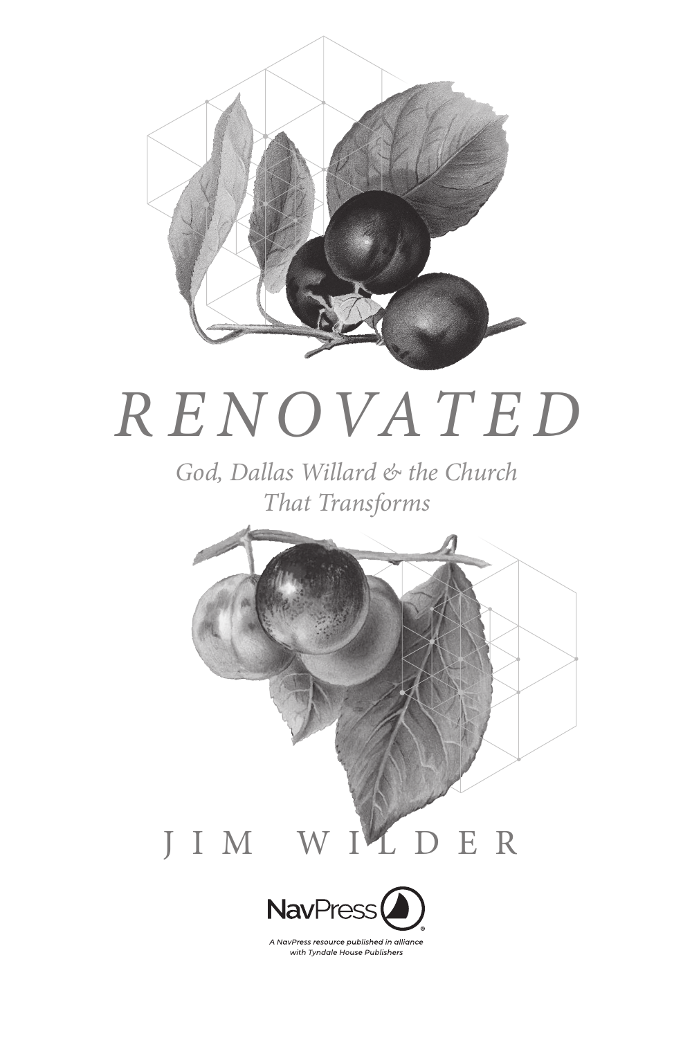# RENOVATED

## *God, Dallas Willard & the Church That Transforms*

JIM WILDER

NavPress

*A NavPress resource published in alliance with Tyndale House Publishers*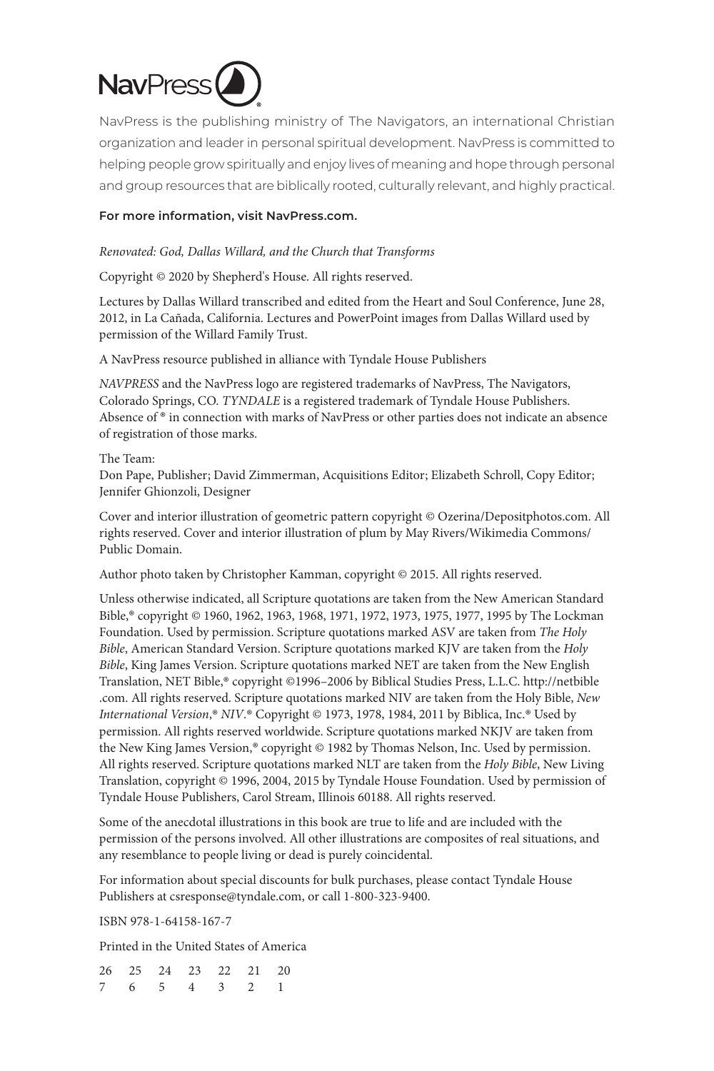NavPress

NavPress is the publishing ministry of The Navigators, an international Christian organization and leader in personal spiritual development. NavPress is committed to helping people grow spiritually and enjoy lives of meaning and hope through personal and group resources that are biblically rooted, culturally relevant, and highly practical.

**For more information, visit NavPress.com.**

*Renovated: God, Dallas Willard, and the Church that Transforms*

Copyright © 2020 by Shepherd's House. All rights reserved.

Lectures by Dallas Willard transcribed and edited from the Heart and Soul Conference, June 28, 2012, in La Cañada, California. Lectures and PowerPoint images from Dallas Willard used by permission of the Willard Family Trust.

A NavPress resource published in alliance with Tyndale House Publishers

*NAVPRESS* and the NavPress logo are registered trademarks of NavPress, The Navigators, Colorado Springs, CO. *TYNDALE* is a registered trademark of Tyndale House Publishers. Absence of ® in connection with marks of NavPress or other parties does not indicate an absence of registration of those marks.

The Team:
Don Pape, Publisher; David Zimmerman, Acquisitions Editor; Elizabeth Schroll, Copy Editor; Jennifer Ghionzoli, Designer

Cover and interior illustration of geometric pattern copyright © Ozerina/Depositphotos.com. All rights reserved. Cover and interior illustration of plum by May Rivers/Wikimedia Commons/ Public Domain.

Author photo taken by Christopher Kamman, copyright © 2015. All rights reserved.

Unless otherwise indicated, all Scripture quotations are taken from the New American Standard Bible,® copyright © 1960, 1962, 1963, 1968, 1971, 1972, 1973, 1975, 1977, 1995 by The Lockman Foundation. Used by permission. Scripture quotations marked ASV are taken from *The Holy Bible*, American Standard Version. Scripture quotations marked KJV are taken from the *Holy Bible*, King James Version. Scripture quotations marked NET are taken from the New English Translation, NET Bible,® copyright ©1996–2006 by Biblical Studies Press, L.L.C. http://netbible.com. All rights reserved. Scripture quotations marked NIV are taken from the Holy Bible, *New International Version*,® *NIV*.® Copyright © 1973, 1978, 1984, 2011 by Biblica, Inc.® Used by permission. All rights reserved worldwide. Scripture quotations marked NKJV are taken from the New King James Version,® copyright © 1982 by Thomas Nelson, Inc. Used by permission. All rights reserved. Scripture quotations marked NLT are taken from the *Holy Bible*, New Living Translation, copyright © 1996, 2004, 2015 by Tyndale House Foundation. Used by permission of Tyndale House Publishers, Carol Stream, Illinois 60188. All rights reserved.

Some of the anecdotal illustrations in this book are true to life and are included with the permission of the persons involved. All other illustrations are composites of real situations, and any resemblance to people living or dead is purely coincidental.

For information about special discounts for bulk purchases, please contact Tyndale House Publishers at csresponse@tyndale.com, or call 1-800-323-9400.

ISBN 978-1-64158-167-7

Printed in the United States of America

26 25 24 23 22 21 20
7 6 5 4 3 2 1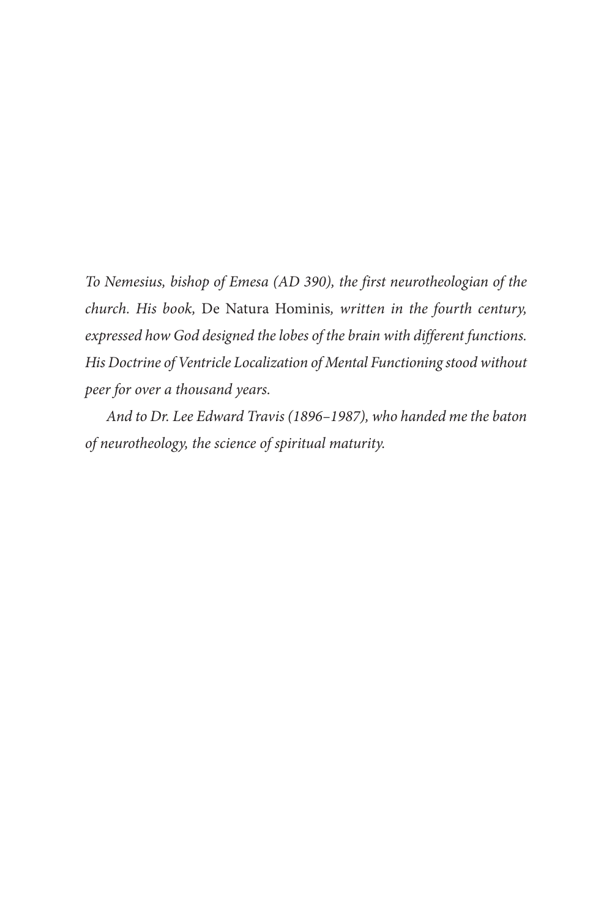*To Nemesius, bishop of Emesa (AD 390), the first neurotheologian of the church. His book,* De Natura Hominis*, written in the fourth century, expressed how God designed the lobes of the brain with different functions. His Doctrine of Ventricle Localization of Mental Functioning stood without peer for over a thousand years.*

*And to Dr. Lee Edward Travis (1896–1987), who handed me the baton of neurotheology, the science of spiritual maturity.*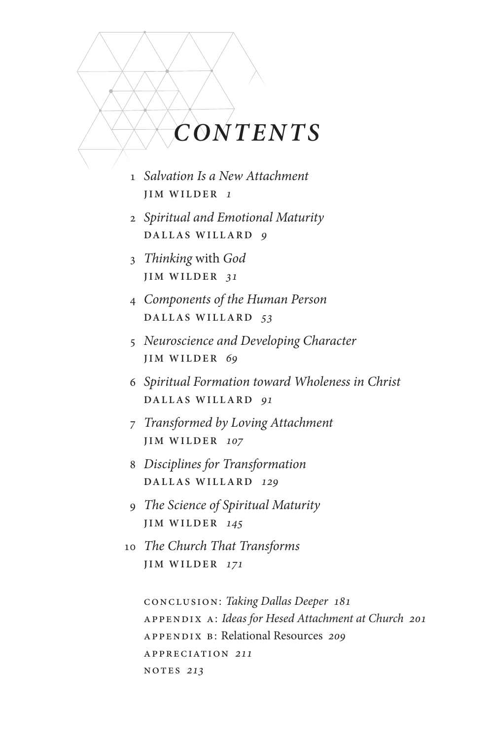# *CONTENTS*

1 *Salvation Is a New Attachment*
JIM WILDER *1*

2 *Spiritual and Emotional Maturity*
DALLAS WILLARD *9*

3 *Thinking* with *God*
JIM WILDER *31*

4 *Components of the Human Person*
DALLAS WILLARD *53*

5 *Neuroscience and Developing Character*
JIM WILDER *69*

6 *Spiritual Formation toward Wholeness in Christ*
DALLAS WILLARD *91*

7 *Transformed by Loving Attachment*
JIM WILDER *107*

8 *Disciplines for Transformation*
DALLAS WILLARD *129*

9 *The Science of Spiritual Maturity*
JIM WILDER *145*

10 *The Church That Transforms*
JIM WILDER *171*

CONCLUSION: *Taking Dallas Deeper* *181*
APPENDIX A: *Ideas for Hesed Attachment at Church* *201*
APPENDIX B: Relational Resources *209*
APPRECIATION *211*
NOTES *213*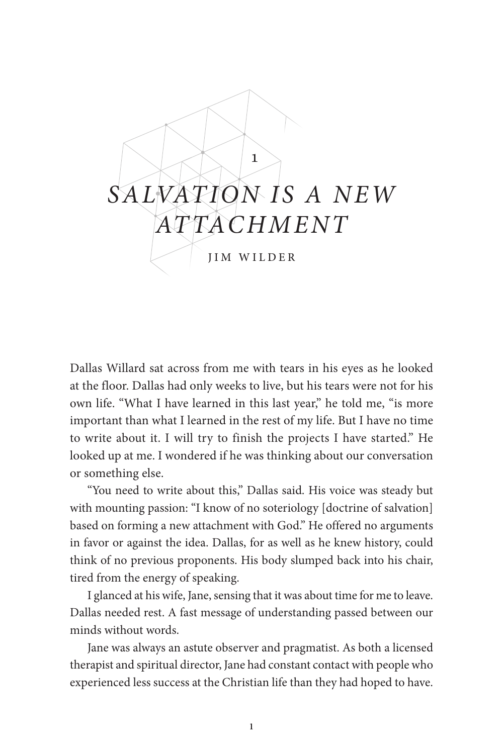# 1

# *SALVATION IS A NEW ATTACHMENT*

JIM WILDER

Dallas Willard sat across from me with tears in his eyes as he looked at the floor. Dallas had only weeks to live, but his tears were not for his own life. "What I have learned in this last year," he told me, "is more important than what I learned in the rest of my life. But I have no time to write about it. I will try to finish the projects I have started." He looked up at me. I wondered if he was thinking about our conversation or something else.

"You need to write about this," Dallas said. His voice was steady but with mounting passion: "I know of no soteriology [doctrine of salvation] based on forming a new attachment with God." He offered no arguments in favor or against the idea. Dallas, for as well as he knew history, could think of no previous proponents. His body slumped back into his chair, tired from the energy of speaking.

I glanced at his wife, Jane, sensing that it was about time for me to leave. Dallas needed rest. A fast message of understanding passed between our minds without words.

Jane was always an astute observer and pragmatist. As both a licensed therapist and spiritual director, Jane had constant contact with people who experienced less success at the Christian life than they had hoped to have.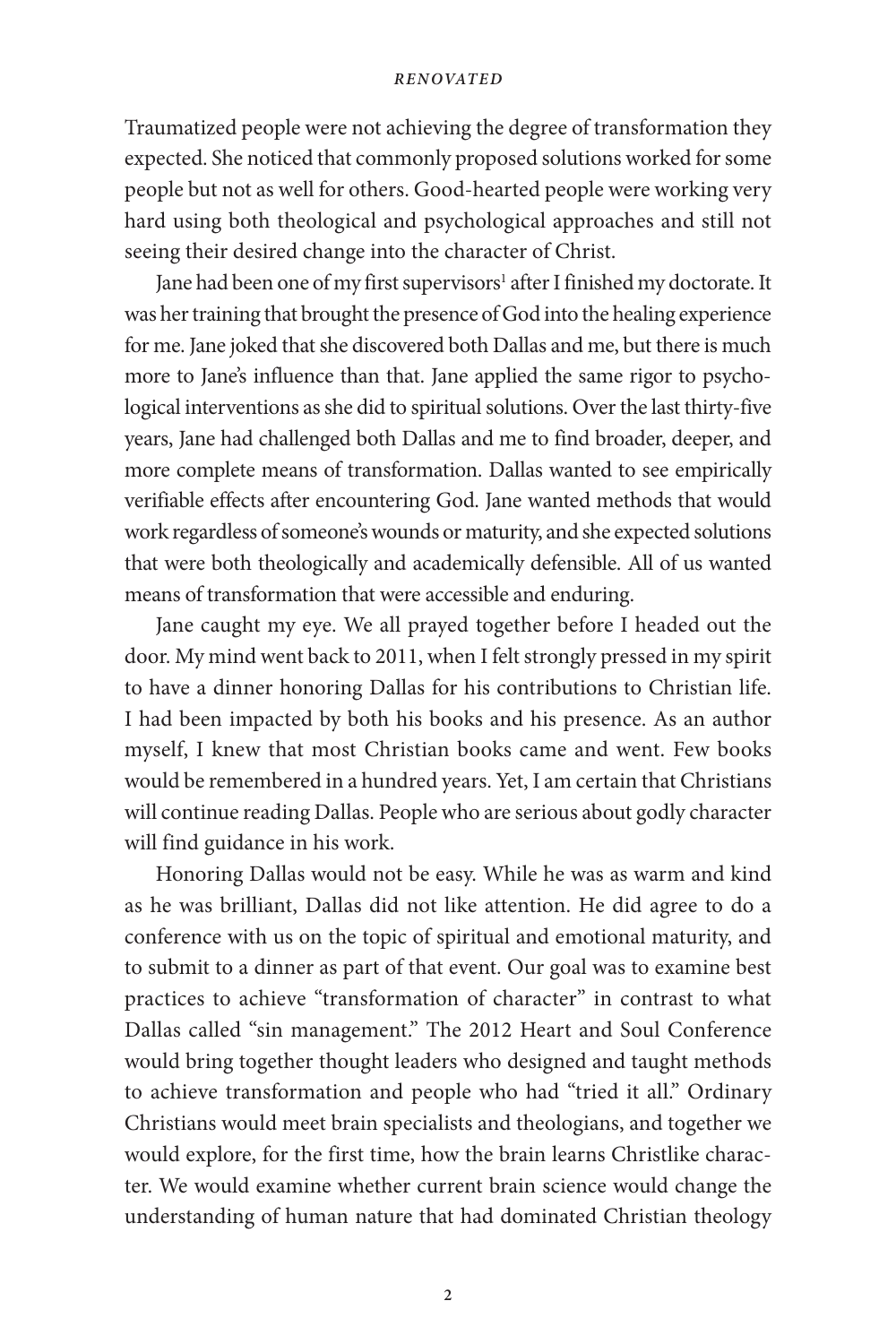Traumatized people were not achieving the degree of transformation they expected. She noticed that commonly proposed solutions worked for some people but not as well for others. Good-hearted people were working very hard using both theological and psychological approaches and still not seeing their desired change into the character of Christ.

Jane had been one of my first supervisors[1] after I finished my doctorate. It was her training that brought the presence of God into the healing experience for me. Jane joked that she discovered both Dallas and me, but there is much more to Jane's influence than that. Jane applied the same rigor to psychological interventions as she did to spiritual solutions. Over the last thirty-five years, Jane had challenged both Dallas and me to find broader, deeper, and more complete means of transformation. Dallas wanted to see empirically verifiable effects after encountering God. Jane wanted methods that would work regardless of someone's wounds or maturity, and she expected solutions that were both theologically and academically defensible. All of us wanted means of transformation that were accessible and enduring.

Jane caught my eye. We all prayed together before I headed out the door. My mind went back to 2011, when I felt strongly pressed in my spirit to have a dinner honoring Dallas for his contributions to Christian life. I had been impacted by both his books and his presence. As an author myself, I knew that most Christian books came and went. Few books would be remembered in a hundred years. Yet, I am certain that Christians will continue reading Dallas. People who are serious about godly character will find guidance in his work.

Honoring Dallas would not be easy. While he was as warm and kind as he was brilliant, Dallas did not like attention. He did agree to do a conference with us on the topic of spiritual and emotional maturity, and to submit to a dinner as part of that event. Our goal was to examine best practices to achieve "transformation of character" in contrast to what Dallas called "sin management." The 2012 Heart and Soul Conference would bring together thought leaders who designed and taught methods to achieve transformation and people who had "tried it all." Ordinary Christians would meet brain specialists and theologians, and together we would explore, for the first time, how the brain learns Christlike character. We would examine whether current brain science would change the understanding of human nature that had dominated Christian theology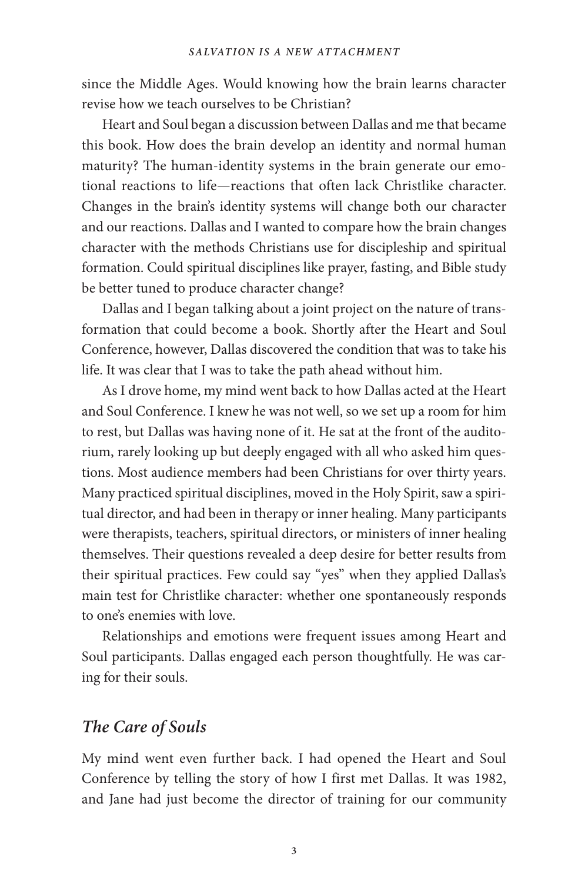since the Middle Ages. Would knowing how the brain learns character revise how we teach ourselves to be Christian?

Heart and Soul began a discussion between Dallas and me that became this book. How does the brain develop an identity and normal human maturity? The human-identity systems in the brain generate our emotional reactions to life—reactions that often lack Christlike character. Changes in the brain's identity systems will change both our character and our reactions. Dallas and I wanted to compare how the brain changes character with the methods Christians use for discipleship and spiritual formation. Could spiritual disciplines like prayer, fasting, and Bible study be better tuned to produce character change?

Dallas and I began talking about a joint project on the nature of transformation that could become a book. Shortly after the Heart and Soul Conference, however, Dallas discovered the condition that was to take his life. It was clear that I was to take the path ahead without him.

As I drove home, my mind went back to how Dallas acted at the Heart and Soul Conference. I knew he was not well, so we set up a room for him to rest, but Dallas was having none of it. He sat at the front of the auditorium, rarely looking up but deeply engaged with all who asked him questions. Most audience members had been Christians for over thirty years. Many practiced spiritual disciplines, moved in the Holy Spirit, saw a spiritual director, and had been in therapy or inner healing. Many participants were therapists, teachers, spiritual directors, or ministers of inner healing themselves. Their questions revealed a deep desire for better results from their spiritual practices. Few could say "yes" when they applied Dallas's main test for Christlike character: whether one spontaneously responds to one's enemies with love.

Relationships and emotions were frequent issues among Heart and Soul participants. Dallas engaged each person thoughtfully. He was caring for their souls.

## *The Care of Souls*

My mind went even further back. I had opened the Heart and Soul Conference by telling the story of how I first met Dallas. It was 1982, and Jane had just become the director of training for our community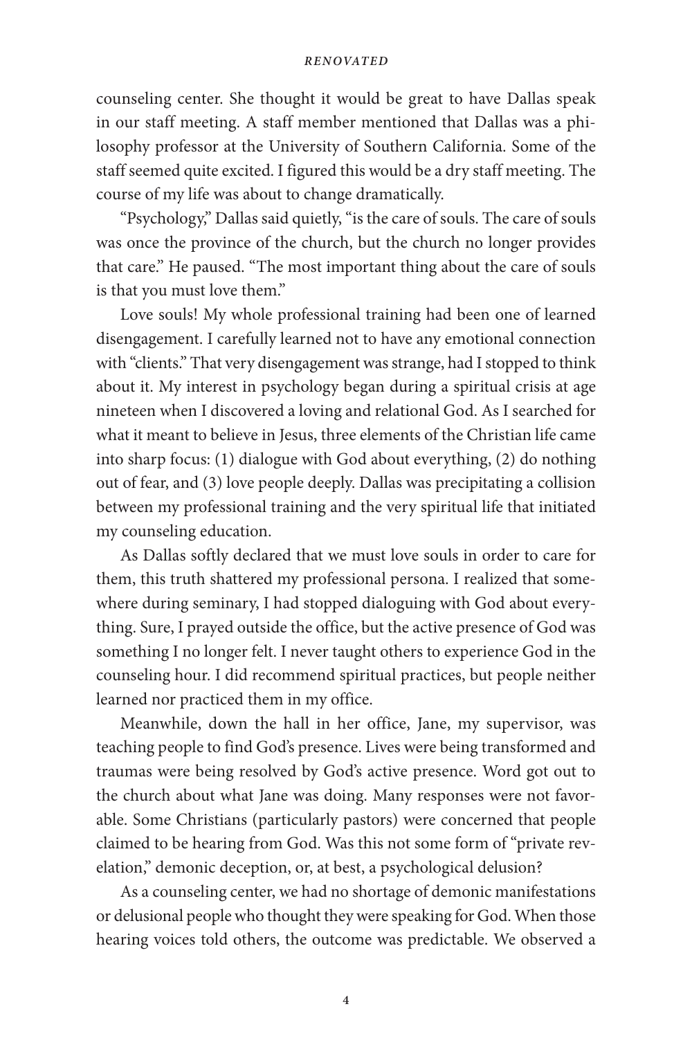counseling center. She thought it would be great to have Dallas speak in our staff meeting. A staff member mentioned that Dallas was a philosophy professor at the University of Southern California. Some of the staff seemed quite excited. I figured this would be a dry staff meeting. The course of my life was about to change dramatically.

"Psychology," Dallas said quietly, "is the care of souls. The care of souls was once the province of the church, but the church no longer provides that care." He paused. "The most important thing about the care of souls is that you must love them."

Love souls! My whole professional training had been one of learned disengagement. I carefully learned not to have any emotional connection with "clients." That very disengagement was strange, had I stopped to think about it. My interest in psychology began during a spiritual crisis at age nineteen when I discovered a loving and relational God. As I searched for what it meant to believe in Jesus, three elements of the Christian life came into sharp focus: (1) dialogue with God about everything, (2) do nothing out of fear, and (3) love people deeply. Dallas was precipitating a collision between my professional training and the very spiritual life that initiated my counseling education.

As Dallas softly declared that we must love souls in order to care for them, this truth shattered my professional persona. I realized that somewhere during seminary, I had stopped dialoguing with God about everything. Sure, I prayed outside the office, but the active presence of God was something I no longer felt. I never taught others to experience God in the counseling hour. I did recommend spiritual practices, but people neither learned nor practiced them in my office.

Meanwhile, down the hall in her office, Jane, my supervisor, was teaching people to find God's presence. Lives were being transformed and traumas were being resolved by God's active presence. Word got out to the church about what Jane was doing. Many responses were not favorable. Some Christians (particularly pastors) were concerned that people claimed to be hearing from God. Was this not some form of "private revelation," demonic deception, or, at best, a psychological delusion?

As a counseling center, we had no shortage of demonic manifestations or delusional people who thought they were speaking for God. When those hearing voices told others, the outcome was predictable. We observed a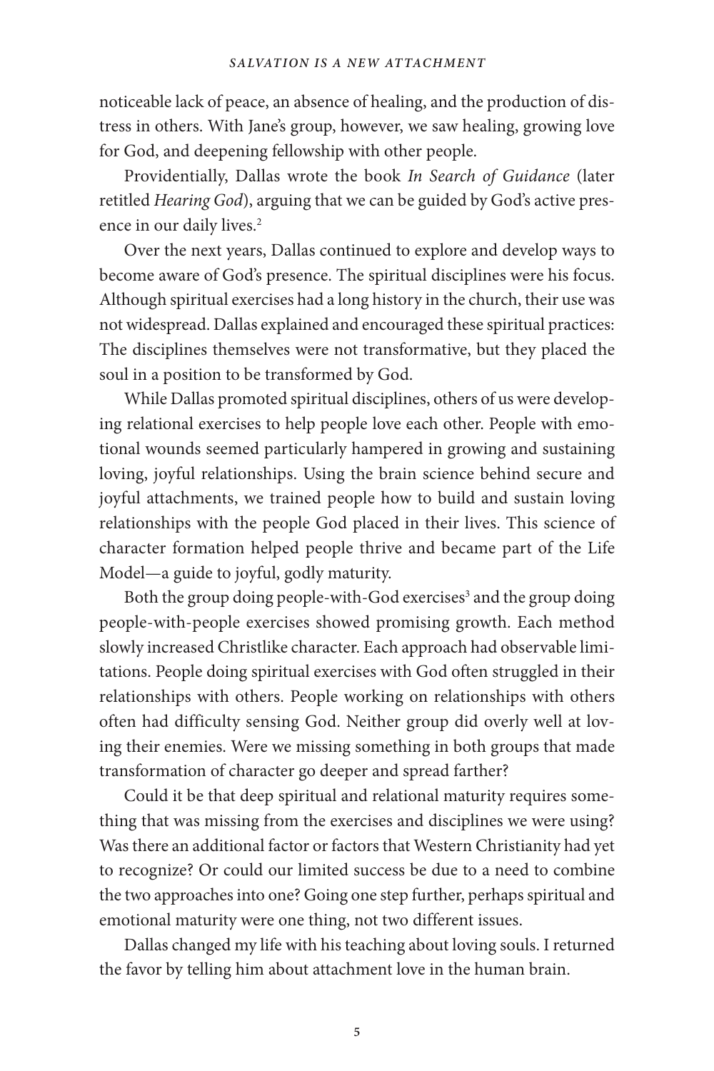noticeable lack of peace, an absence of healing, and the production of distress in others. With Jane's group, however, we saw healing, growing love for God, and deepening fellowship with other people.

Providentially, Dallas wrote the book *In Search of Guidance* (later retitled *Hearing God*), arguing that we can be guided by God's active presence in our daily lives.[2]

Over the next years, Dallas continued to explore and develop ways to become aware of God's presence. The spiritual disciplines were his focus. Although spiritual exercises had a long history in the church, their use was not widespread. Dallas explained and encouraged these spiritual practices: The disciplines themselves were not transformative, but they placed the soul in a position to be transformed by God.

While Dallas promoted spiritual disciplines, others of us were developing relational exercises to help people love each other. People with emotional wounds seemed particularly hampered in growing and sustaining loving, joyful relationships. Using the brain science behind secure and joyful attachments, we trained people how to build and sustain loving relationships with the people God placed in their lives. This science of character formation helped people thrive and became part of the Life Model—a guide to joyful, godly maturity.

Both the group doing people-with-God exercises[3] and the group doing people-with-people exercises showed promising growth. Each method slowly increased Christlike character. Each approach had observable limitations. People doing spiritual exercises with God often struggled in their relationships with others. People working on relationships with others often had difficulty sensing God. Neither group did overly well at loving their enemies. Were we missing something in both groups that made transformation of character go deeper and spread farther?

Could it be that deep spiritual and relational maturity requires something that was missing from the exercises and disciplines we were using? Was there an additional factor or factors that Western Christianity had yet to recognize? Or could our limited success be due to a need to combine the two approaches into one? Going one step further, perhaps spiritual and emotional maturity were one thing, not two different issues.

Dallas changed my life with his teaching about loving souls. I returned the favor by telling him about attachment love in the human brain.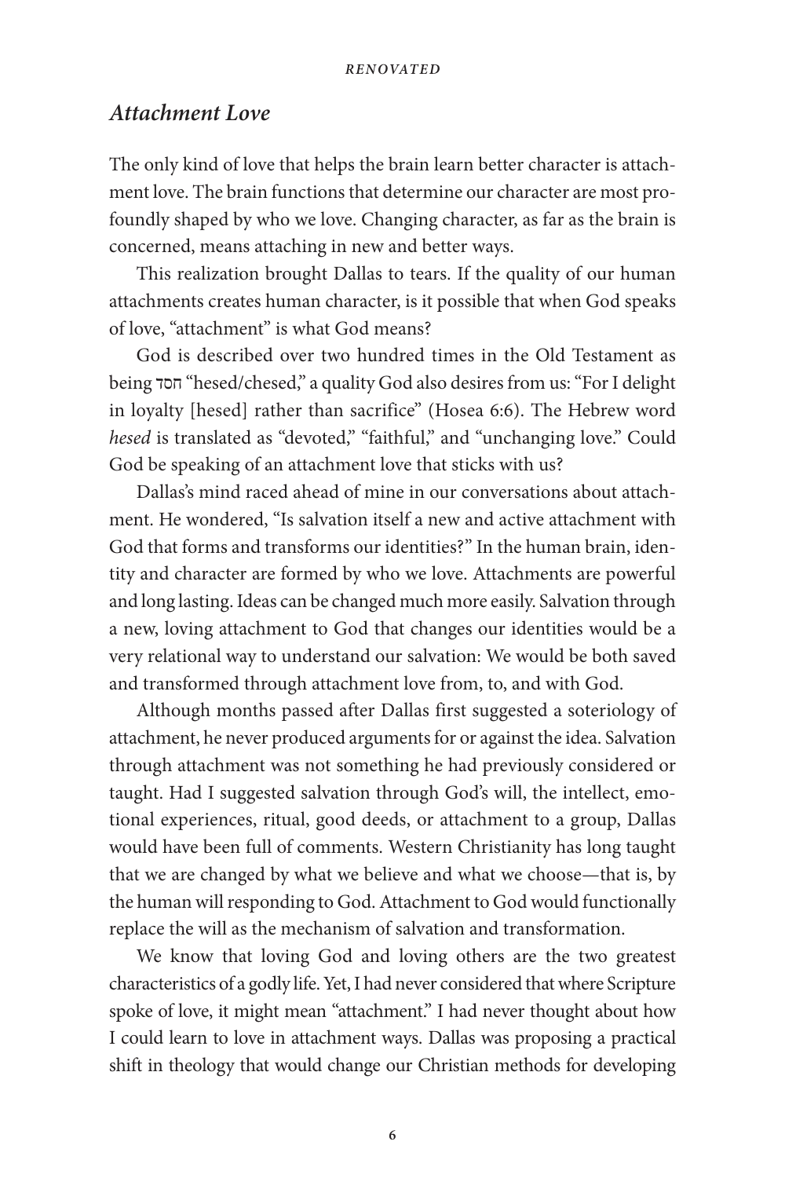## *Attachment Love*

The only kind of love that helps the brain learn better character is attachment love. The brain functions that determine our character are most profoundly shaped by who we love. Changing character, as far as the brain is concerned, means attaching in new and better ways.

This realization brought Dallas to tears. If the quality of our human attachments creates human character, is it possible that when God speaks of love, "attachment" is what God means?

God is described over two hundred times in the Old Testament as being חסד "hesed/chesed," a quality God also desires from us: "For I delight in loyalty [hesed] rather than sacrifice" (Hosea 6:6). The Hebrew word *hesed* is translated as "devoted," "faithful," and "unchanging love." Could God be speaking of an attachment love that sticks with us?

Dallas's mind raced ahead of mine in our conversations about attachment. He wondered, "Is salvation itself a new and active attachment with God that forms and transforms our identities?" In the human brain, identity and character are formed by who we love. Attachments are powerful and long lasting. Ideas can be changed much more easily. Salvation through a new, loving attachment to God that changes our identities would be a very relational way to understand our salvation: We would be both saved and transformed through attachment love from, to, and with God.

Although months passed after Dallas first suggested a soteriology of attachment, he never produced arguments for or against the idea. Salvation through attachment was not something he had previously considered or taught. Had I suggested salvation through God's will, the intellect, emotional experiences, ritual, good deeds, or attachment to a group, Dallas would have been full of comments. Western Christianity has long taught that we are changed by what we believe and what we choose—that is, by the human will responding to God. Attachment to God would functionally replace the will as the mechanism of salvation and transformation.

We know that loving God and loving others are the two greatest characteristics of a godly life. Yet, I had never considered that where Scripture spoke of love, it might mean "attachment." I had never thought about how I could learn to love in attachment ways. Dallas was proposing a practical shift in theology that would change our Christian methods for developing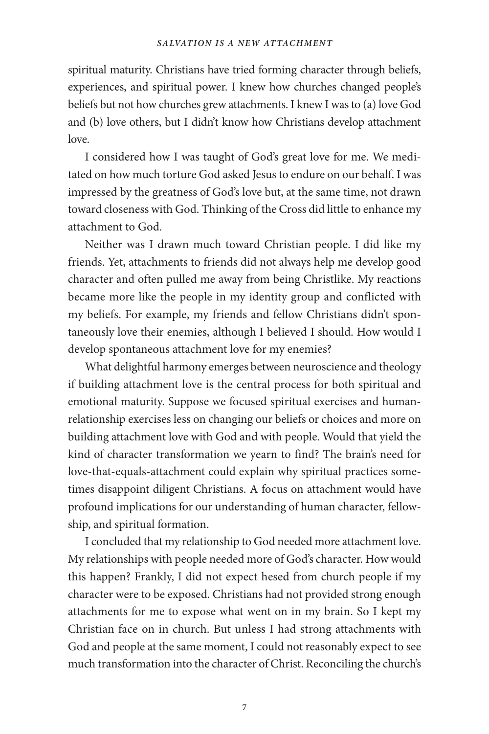spiritual maturity. Christians have tried forming character through beliefs, experiences, and spiritual power. I knew how churches changed people's beliefs but not how churches grew attachments. I knew I was to (a) love God and (b) love others, but I didn't know how Christians develop attachment love.

I considered how I was taught of God's great love for me. We meditated on how much torture God asked Jesus to endure on our behalf. I was impressed by the greatness of God's love but, at the same time, not drawn toward closeness with God. Thinking of the Cross did little to enhance my attachment to God.

Neither was I drawn much toward Christian people. I did like my friends. Yet, attachments to friends did not always help me develop good character and often pulled me away from being Christlike. My reactions became more like the people in my identity group and conflicted with my beliefs. For example, my friends and fellow Christians didn't spontaneously love their enemies, although I believed I should. How would I develop spontaneous attachment love for my enemies?

What delightful harmony emerges between neuroscience and theology if building attachment love is the central process for both spiritual and emotional maturity. Suppose we focused spiritual exercises and human-relationship exercises less on changing our beliefs or choices and more on building attachment love with God and with people. Would that yield the kind of character transformation we yearn to find? The brain's need for love-that-equals-attachment could explain why spiritual practices sometimes disappoint diligent Christians. A focus on attachment would have profound implications for our understanding of human character, fellowship, and spiritual formation.

I concluded that my relationship to God needed more attachment love. My relationships with people needed more of God's character. How would this happen? Frankly, I did not expect hesed from church people if my character were to be exposed. Christians had not provided strong enough attachments for me to expose what went on in my brain. So I kept my Christian face on in church. But unless I had strong attachments with God and people at the same moment, I could not reasonably expect to see much transformation into the character of Christ. Reconciling the church's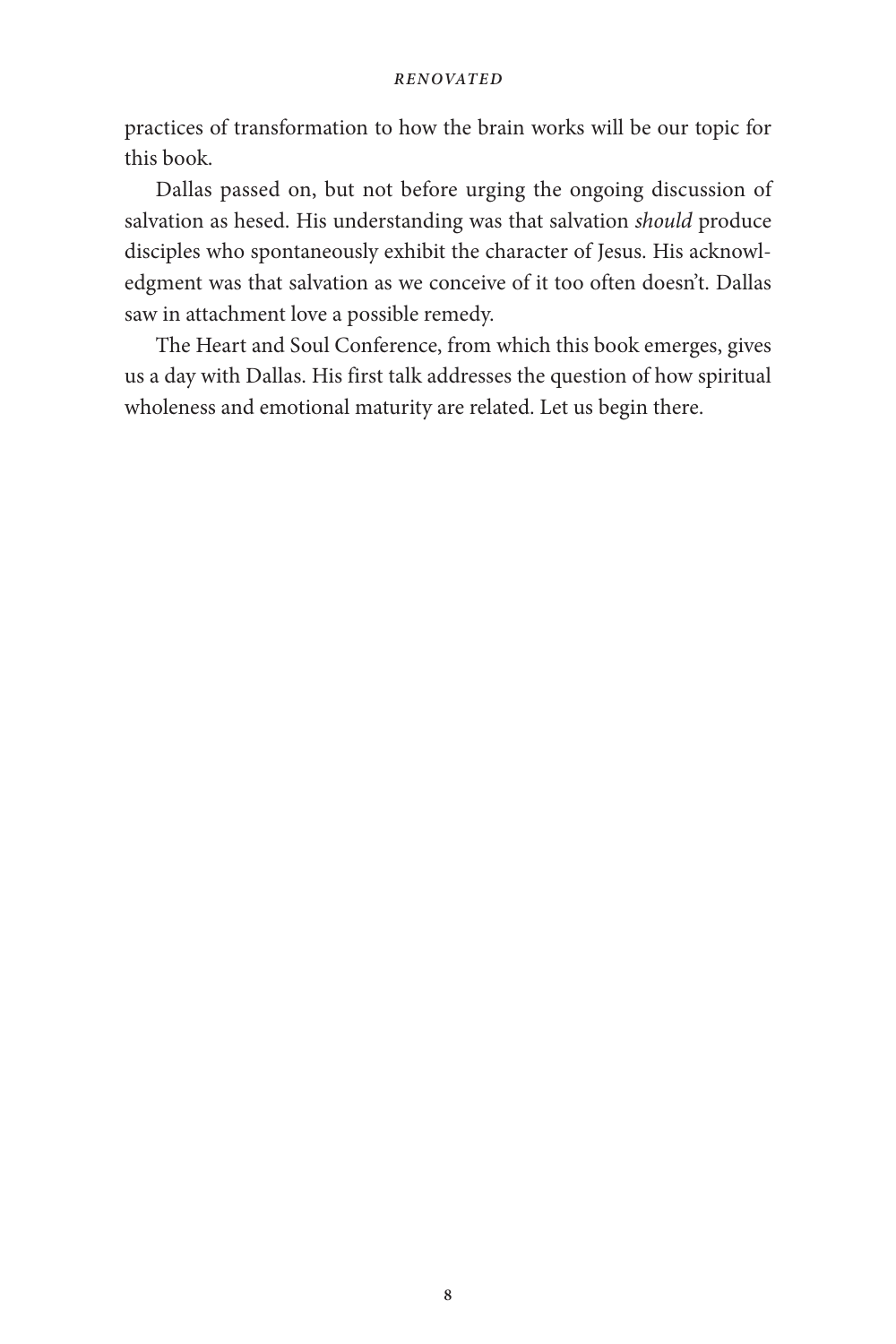practices of transformation to how the brain works will be our topic for this book.

Dallas passed on, but not before urging the ongoing discussion of salvation as hesed. His understanding was that salvation *should* produce disciples who spontaneously exhibit the character of Jesus. His acknowledgment was that salvation as we conceive of it too often doesn't. Dallas saw in attachment love a possible remedy.

The Heart and Soul Conference, from which this book emerges, gives us a day with Dallas. His first talk addresses the question of how spiritual wholeness and emotional maturity are related. Let us begin there.